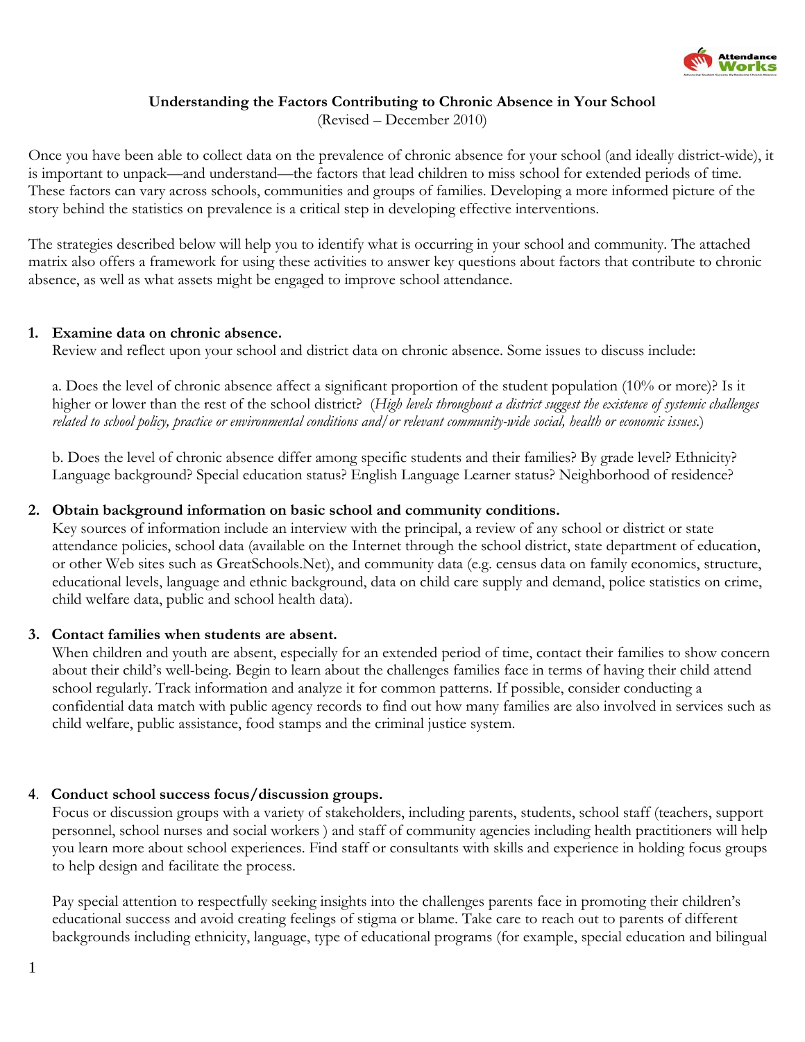**Understanding the Factors Contributing to Chronic Absence in Your School**
(Revised – December 2010)

Once you have been able to collect data on the prevalence of chronic absence for your school (and ideally district-wide), it is important to unpack—and understand—the factors that lead children to miss school for extended periods of time. These factors can vary across schools, communities and groups of families. Developing a more informed picture of the story behind the statistics on prevalence is a critical step in developing effective interventions.

The strategies described below will help you to identify what is occurring in your school and community. The attached matrix also offers a framework for using these activities to answer key questions about factors that contribute to chronic absence, as well as what assets might be engaged to improve school attendance.

1. **Examine data on chronic absence.**
   Review and reflect upon your school and district data on chronic absence. Some issues to discuss include:

   a. Does the level of chronic absence affect a significant proportion of the student population (10% or more)? Is it higher or lower than the rest of the school district? (*High levels throughout a district suggest the existence of systemic challenges related to school policy, practice or environmental conditions and/or relevant community-wide social, health or economic issues.*)

   b. Does the level of chronic absence differ among specific students and their families? By grade level? Ethnicity? Language background? Special education status? English Language Learner status? Neighborhood of residence?

2. **Obtain background information on basic school and community conditions.**
   Key sources of information include an interview with the principal, a review of any school or district or state attendance policies, school data (available on the Internet through the school district, state department of education, or other Web sites such as GreatSchools.Net), and community data (e.g. census data on family economics, structure, educational levels, language and ethnic background, data on child care supply and demand, police statistics on crime, child welfare data, public and school health data).

3. **Contact families when students are absent.**
   When children and youth are absent, especially for an extended period of time, contact their families to show concern about their child's well-being. Begin to learn about the challenges families face in terms of having their child attend school regularly. Track information and analyze it for common patterns. If possible, consider conducting a confidential data match with public agency records to find out how many families are also involved in services such as child welfare, public assistance, food stamps and the criminal justice system.

4. **Conduct school success focus/discussion groups.**
   Focus or discussion groups with a variety of stakeholders, including parents, students, school staff (teachers, support personnel, school nurses and social workers ) and staff of community agencies including health practitioners will help you learn more about school experiences. Find staff or consultants with skills and experience in holding focus groups to help design and facilitate the process.

   Pay special attention to respectfully seeking insights into the challenges parents face in promoting their children's educational success and avoid creating feelings of stigma or blame. Take care to reach out to parents of different backgrounds including ethnicity, language, type of educational programs (for example, special education and bilingual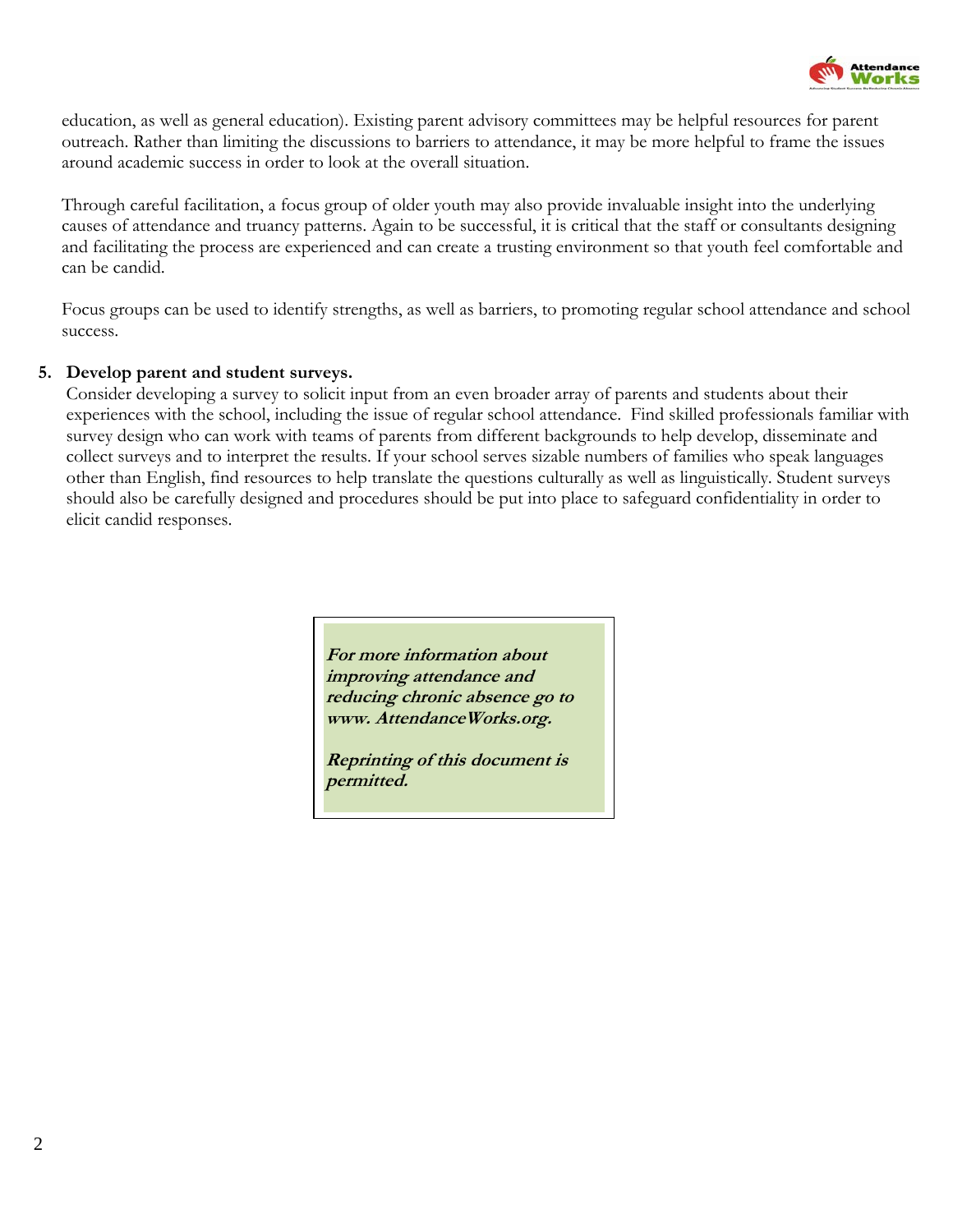education, as well as general education). Existing parent advisory committees may be helpful resources for parent outreach. Rather than limiting the discussions to barriers to attendance, it may be more helpful to frame the issues around academic success in order to look at the overall situation.

Through careful facilitation, a focus group of older youth may also provide invaluable insight into the underlying causes of attendance and truancy patterns. Again to be successful, it is critical that the staff or consultants designing and facilitating the process are experienced and can create a trusting environment so that youth feel comfortable and can be candid.

Focus groups can be used to identify strengths, as well as barriers, to promoting regular school attendance and school success.

5. **Develop parent and student surveys.**
   Consider developing a survey to solicit input from an even broader array of parents and students about their experiences with the school, including the issue of regular school attendance. Find skilled professionals familiar with survey design who can work with teams of parents from different backgrounds to help develop, disseminate and collect surveys and to interpret the results. If your school serves sizable numbers of families who speak languages other than English, find resources to help translate the questions culturally as well as linguistically. Student surveys should also be carefully designed and procedures should be put into place to safeguard confidentiality in order to elicit candid responses.

***For more information about improving attendance and reducing chronic absence go to www. AttendanceWorks.org.***

***Reprinting of this document is permitted.***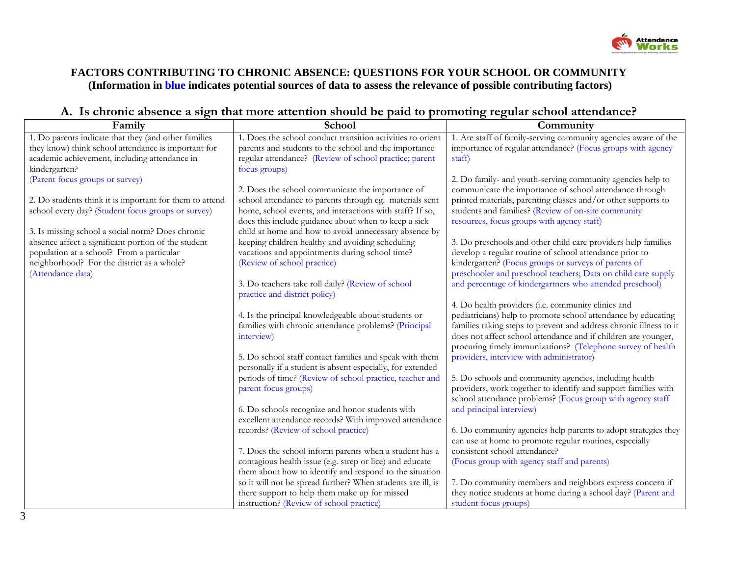**FACTORS CONTRIBUTING TO CHRONIC ABSENCE: QUESTIONS FOR YOUR SCHOOL OR COMMUNITY**
**(Information in blue indicates potential sources of data to assess the relevance of possible contributing factors)**

## A. Is chronic absence a sign that more attention should be paid to promoting regular school attendance?

| Family | School | Community |
|---|---|---|
| 1. Do parents indicate that they (and other families they know) think school attendance is important for academic achievement, including attendance in kindergarten? (Parent focus groups or survey)<br><br>2. Do students think it is important for them to attend school every day? (Student focus groups or survey)<br><br>3. Is missing school a social norm? Does chronic absence affect a significant portion of the student population at a school? From a particular neighborhood? For the district as a whole? (Attendance data) | 1. Does the school conduct transition activities to orient parents and students to the school and the importance regular attendance? (Review of school practice; parent focus groups)<br><br>2. Does the school communicate the importance of school attendance to parents through eg. materials sent home, school events, and interactions with staff? If so, does this include guidance about when to keep a sick child at home and how to avoid unnecessary absence by keeping children healthy and avoiding scheduling vacations and appointments during school time? (Review of school practice)<br><br>3. Do teachers take roll daily? (Review of school practice and district policy)<br><br>4. Is the principal knowledgeable about students or families with chronic attendance problems? (Principal interview)<br><br>5. Do school staff contact families and speak with them personally if a student is absent especially, for extended periods of time? (Review of school practice, teacher and parent focus groups)<br><br>6. Do schools recognize and honor students with excellent attendance records? With improved attendance records? (Review of school practice)<br><br>7. Does the school inform parents when a student has a contagious health issue (e.g. strep or lice) and educate them about how to identify and respond to the situation so it will not be spread further? When students are ill, is there support to help them make up for missed instruction? (Review of school practice) | 1. Are staff of family-serving community agencies aware of the importance of regular attendance? (Focus groups with agency staff)<br><br>2. Do family- and youth-serving community agencies help to communicate the importance of school attendance through printed materials, parenting classes and/or other supports to students and families? (Review of on-site community resources, focus groups with agency staff)<br><br>3. Do preschools and other child care providers help families develop a regular routine of school attendance prior to kindergarten? (Focus groups or surveys of parents of preschooler and preschool teachers; Data on child care supply and percentage of kindergartners who attended preschool)<br><br>4. Do health providers (i.e. community clinics and pediatricians) help to promote school attendance by educating families taking steps to prevent and address chronic illness to it does not affect school attendance and if children are younger, procuring timely immunizations? (Telephone survey of health providers, interview with administrator)<br><br>5. Do schools and community agencies, including health providers, work together to identify and support families with school attendance problems? (Focus group with agency staff and principal interview)<br><br>6. Do community agencies help parents to adopt strategies they can use at home to promote regular routines, especially consistent school attendance? (Focus group with agency staff and parents)<br><br>7. Do community members and neighbors express concern if they notice students at home during a school day? (Parent and student focus groups) |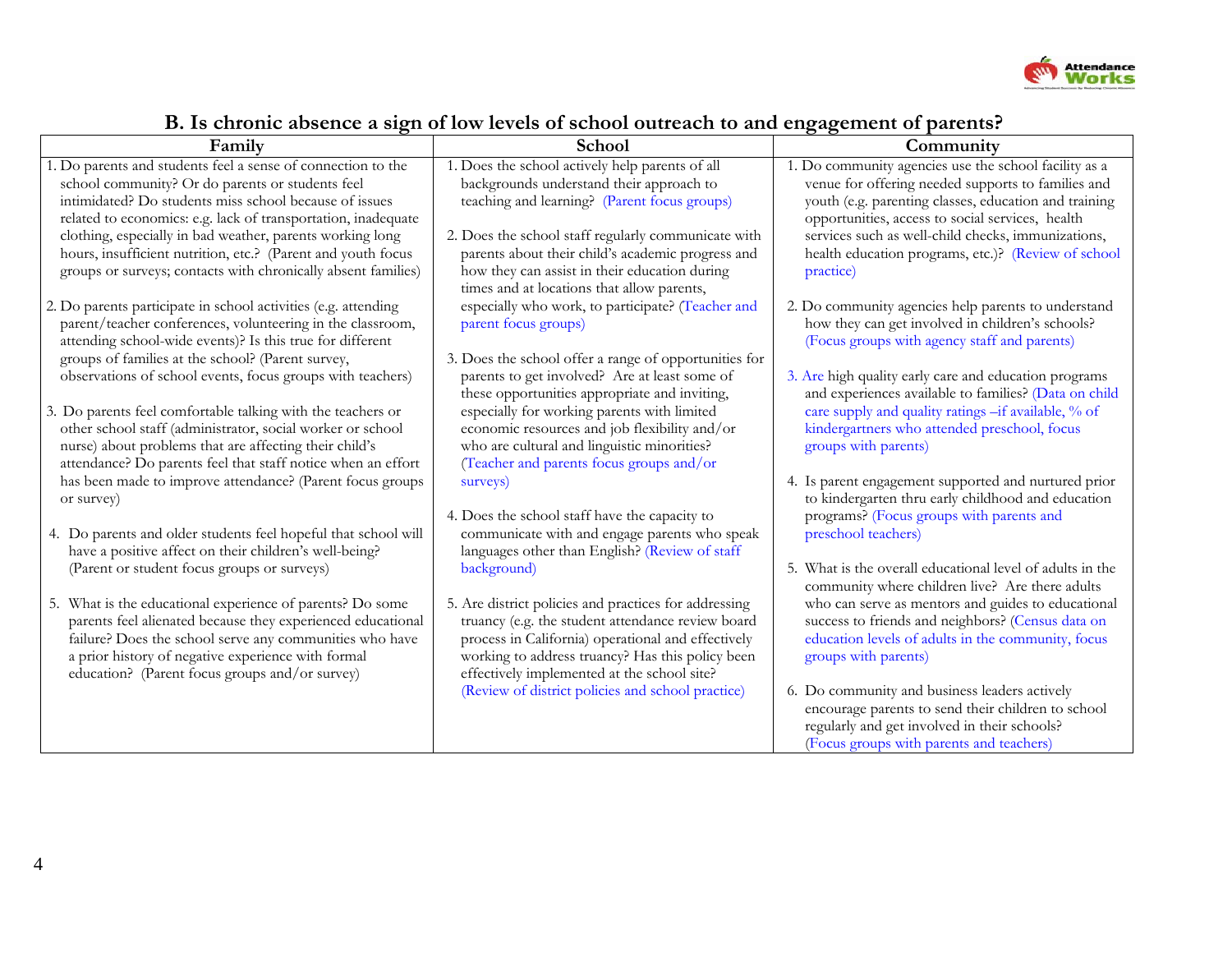## B. Is chronic absence a sign of low levels of school outreach to and engagement of parents?

| Family | School | Community |
|---|---|---|
| 1. Do parents and students feel a sense of connection to the school community? Or do parents or students feel intimidated? Do students miss school because of issues related to economics: e.g. lack of transportation, inadequate clothing, especially in bad weather, parents working long hours, insufficient nutrition, etc.? (Parent and youth focus groups or surveys; contacts with chronically absent families)<br><br>2. Do parents participate in school activities (e.g. attending parent/teacher conferences, volunteering in the classroom, attending school-wide events)? Is this true for different groups of families at the school? (Parent survey, observations of school events, focus groups with teachers)<br><br>3. Do parents feel comfortable talking with the teachers or other school staff (administrator, social worker or school nurse) about problems that are affecting their child's attendance? Do parents feel that staff notice when an effort has been made to improve attendance? (Parent focus groups or survey)<br><br>4. Do parents and older students feel hopeful that school will have a positive affect on their children's well-being? (Parent or student focus groups or surveys)<br><br>5. What is the educational experience of parents? Do some parents feel alienated because they experienced educational failure? Does the school serve any communities who have a prior history of negative experience with formal education? (Parent focus groups and/or survey) | 1. Does the school actively help parents of all backgrounds understand their approach to teaching and learning? (Parent focus groups)<br><br>2. Does the school staff regularly communicate with parents about their child's academic progress and how they can assist in their education during times and at locations that allow parents, especially who work, to participate? (Teacher and parent focus groups)<br><br>3. Does the school offer a range of opportunities for parents to get involved? Are at least some of these opportunities appropriate and inviting, especially for working parents with limited economic resources and job flexibility and/or who are cultural and linguistic minorities? (Teacher and parents focus groups and/or surveys)<br><br>4. Does the school staff have the capacity to communicate with and engage parents who speak languages other than English? (Review of staff background)<br><br>5. Are district policies and practices for addressing truancy (e.g. the student attendance review board process in California) operational and effectively working to address truancy? Has this policy been effectively implemented at the school site? (Review of district policies and school practice) | 1. Do community agencies use the school facility as a venue for offering needed supports to families and youth (e.g. parenting classes, education and training opportunities, access to social services, health services such as well-child checks, immunizations, health education programs, etc.)? (Review of school practice)<br><br>2. Do community agencies help parents to understand how they can get involved in children's schools? (Focus groups with agency staff and parents)<br><br>3. Are high quality early care and education programs and experiences available to families? (Data on child care supply and quality ratings –if available, % of kindergartners who attended preschool, focus groups with parents)<br><br>4. Is parent engagement supported and nurtured prior to kindergarten thru early childhood and education programs? (Focus groups with parents and preschool teachers)<br><br>5. What is the overall educational level of adults in the community where children live? Are there adults who can serve as mentors and guides to educational success to friends and neighbors? (Census data on education levels of adults in the community, focus groups with parents)<br><br>6. Do community and business leaders actively encourage parents to send their children to school regularly and get involved in their schools? (Focus groups with parents and teachers) |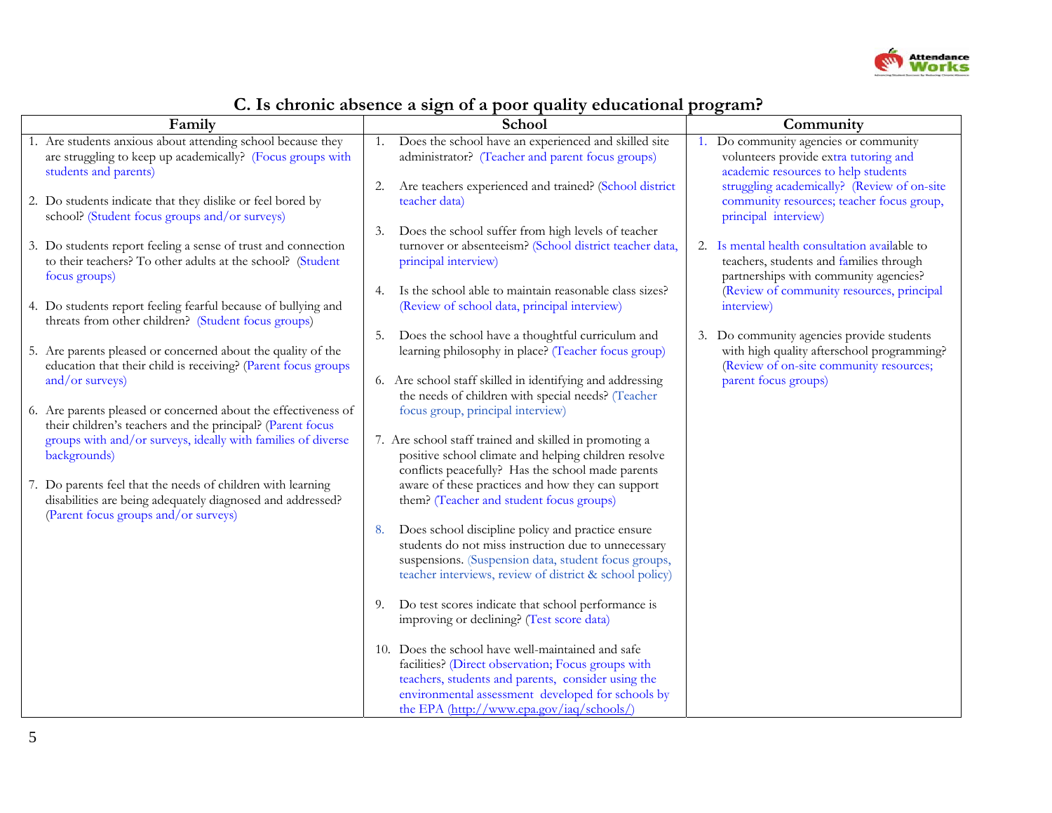## C. Is chronic absence a sign of a poor quality educational program?

| Family | School | Community |
|---|---|---|
| 1. Are students anxious about attending school because they are struggling to keep up academically? (Focus groups with students and parents)<br><br>2. Do students indicate that they dislike or feel bored by school? (Student focus groups and/or surveys)<br><br>3. Do students report feeling a sense of trust and connection to their teachers? To other adults at the school? (Student focus groups)<br><br>4. Do students report feeling fearful because of bullying and threats from other children? (Student focus groups)<br><br>5. Are parents pleased or concerned about the quality of the education that their child is receiving? (Parent focus groups and/or surveys)<br><br>6. Are parents pleased or concerned about the effectiveness of their children's teachers and the principal? (Parent focus groups with and/or surveys, ideally with families of diverse backgrounds)<br><br>7. Do parents feel that the needs of children with learning disabilities are being adequately diagnosed and addressed? (Parent focus groups and/or surveys) | 1. Does the school have an experienced and skilled site administrator? (Teacher and parent focus groups)<br><br>2. Are teachers experienced and trained? (School district teacher data)<br><br>3. Does the school suffer from high levels of teacher turnover or absenteeism? (School district teacher data, principal interview)<br><br>4. Is the school able to maintain reasonable class sizes? (Review of school data, principal interview)<br><br>5. Does the school have a thoughtful curriculum and learning philosophy in place? (Teacher focus group)<br><br>6. Are school staff skilled in identifying and addressing the needs of children with special needs? (Teacher focus group, principal interview)<br><br>7. Are school staff trained and skilled in promoting a positive school climate and helping children resolve conflicts peacefully? Has the school made parents aware of these practices and how they can support them? (Teacher and student focus groups)<br><br>8. Does school discipline policy and practice ensure students do not miss instruction due to unnecessary suspensions. (Suspension data, student focus groups, teacher interviews, review of district & school policy)<br><br>9. Do test scores indicate that school performance is improving or declining? (Test score data)<br><br>10. Does the school have well-maintained and safe facilities? (Direct observation; Focus groups with teachers, students and parents, consider using the environmental assessment developed for schools by the EPA (http://www.epa.gov/iaq/schools/) | 1. Do community agencies or community volunteers provide extra tutoring and academic resources to help students struggling academically? (Review of on-site community resources; teacher focus group, principal interview)<br><br>2. Is mental health consultation available to teachers, students and families through partnerships with community agencies? (Review of community resources, principal interview)<br><br>3. Do community agencies provide students with high quality afterschool programming? (Review of on-site community resources; parent focus groups) |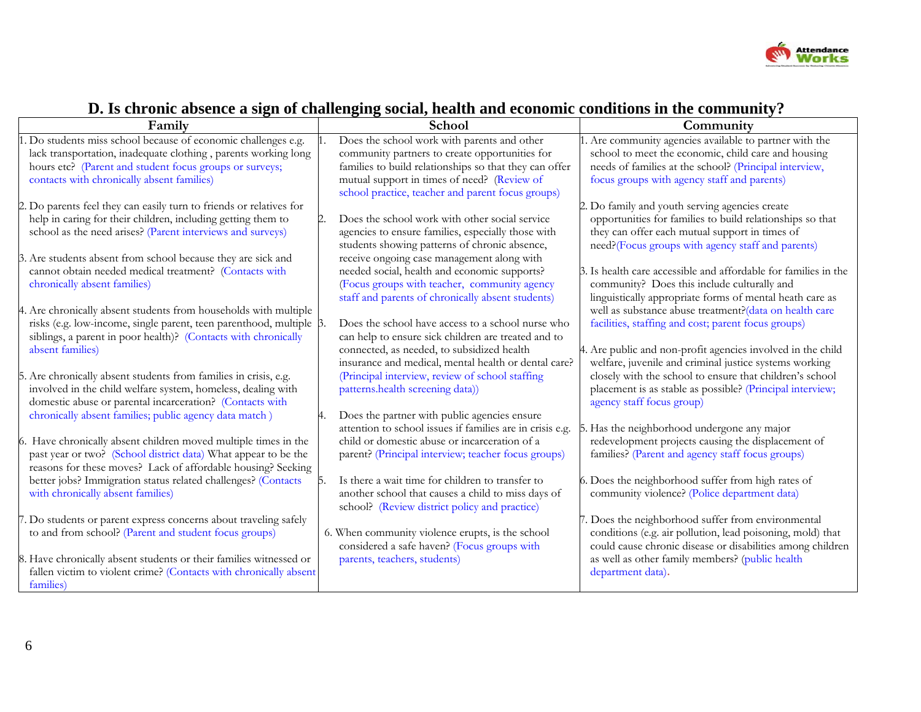## D. Is chronic absence a sign of challenging social, health and economic conditions in the community?

| Family | School | Community |
|---|---|---|
| 1. Do students miss school because of economic challenges e.g. lack transportation, inadequate clothing , parents working long hours etc? (Parent and student focus groups or surveys; contacts with chronically absent families)<br><br>2. Do parents feel they can easily turn to friends or relatives for help in caring for their children, including getting them to school as the need arises? (Parent interviews and surveys)<br><br>3. Are students absent from school because they are sick and cannot obtain needed medical treatment? (Contacts with chronically absent families)<br><br>4. Are chronically absent students from households with multiple risks (e.g. low-income, single parent, teen parenthood, multiple siblings, a parent in poor health)? (Contacts with chronically absent families)<br><br>5. Are chronically absent students from families in crisis, e.g. involved in the child welfare system, homeless, dealing with domestic abuse or parental incarceration? (Contacts with chronically absent families; public agency data match )<br><br>6. Have chronically absent children moved multiple times in the past year or two? (School district data) What appear to be the reasons for these moves? Lack of affordable housing? Seeking better jobs? Immigration status related challenges? (Contacts with chronically absent families)<br><br>7. Do students or parent express concerns about traveling safely to and from school? (Parent and student focus groups)<br><br>8. Have chronically absent students or their families witnessed or fallen victim to violent crime? (Contacts with chronically absent families) | 1. Does the school work with parents and other community partners to create opportunities for families to build relationships so that they can offer mutual support in times of need? (Review of school practice, teacher and parent focus groups)<br><br>2. Does the school work with other social service agencies to ensure families, especially those with students showing patterns of chronic absence, receive ongoing case management along with needed social, health and economic supports? (Focus groups with teacher, community agency staff and parents of chronically absent students)<br><br>3. Does the school have access to a school nurse who can help to ensure sick children are treated and to connected, as needed, to subsidized health insurance and medical, mental health or dental care? (Principal interview, review of school staffing patterns.health screening data))<br><br>4. Does the partner with public agencies ensure attention to school issues if families are in crisis e.g. child or domestic abuse or incarceration of a parent? (Principal interview; teacher focus groups)<br><br>5. Is there a wait time for children to transfer to another school that causes a child to miss days of school? (Review district policy and practice)<br><br>6. When community violence erupts, is the school considered a safe haven? (Focus groups with parents, teachers, students) | 1. Are community agencies available to partner with the school to meet the economic, child care and housing needs of families at the school? (Principal interview, focus groups with agency staff and parents)<br><br>2. Do family and youth serving agencies create opportunities for families to build relationships so that they can offer each mutual support in times of need?(Focus groups with agency staff and parents)<br><br>3. Is health care accessible and affordable for families in the community? Does this include culturally and linguistically appropriate forms of mental heath care as well as substance abuse treatment?(data on health care facilities, staffing and cost; parent focus groups)<br><br>4. Are public and non-profit agencies involved in the child welfare, juvenile and criminal justice systems working closely with the school to ensure that children's school placement is as stable as possible? (Principal interview; agency staff focus group)<br><br>5. Has the neighborhood undergone any major redevelopment projects causing the displacement of families? (Parent and agency staff focus groups)<br><br>6. Does the neighborhood suffer from high rates of community violence? (Police department data)<br><br>7. Does the neighborhood suffer from environmental conditions (e.g. air pollution, lead poisoning, mold) that could cause chronic disease or disabilities among children as well as other family members? (public health department data). |